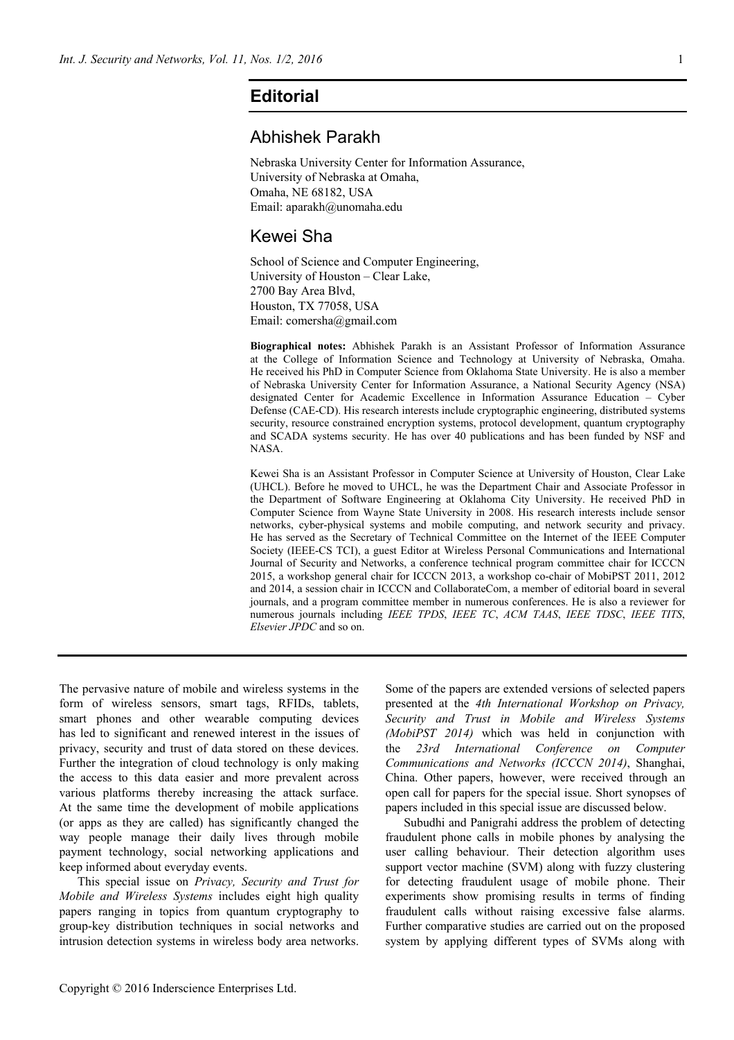# Editorial

## Abhishek Parakh

Nebraska University Center for Information Assurance,
University of Nebraska at Omaha,
Omaha, NE 68182, USA
Email: aparakh@unomaha.edu

## Kewei Sha

School of Science and Computer Engineering,
University of Houston – Clear Lake,
2700 Bay Area Blvd,
Houston, TX 77058, USA
Email: comersha@gmail.com

**Biographical notes:** Abhishek Parakh is an Assistant Professor of Information Assurance at the College of Information Science and Technology at University of Nebraska, Omaha. He received his PhD in Computer Science from Oklahoma State University. He is also a member of Nebraska University Center for Information Assurance, a National Security Agency (NSA) designated Center for Academic Excellence in Information Assurance Education – Cyber Defense (CAE-CD). His research interests include cryptographic engineering, distributed systems security, resource constrained encryption systems, protocol development, quantum cryptography and SCADA systems security. He has over 40 publications and has been funded by NSF and NASA.

Kewei Sha is an Assistant Professor in Computer Science at University of Houston, Clear Lake (UHCL). Before he moved to UHCL, he was the Department Chair and Associate Professor in the Department of Software Engineering at Oklahoma City University. He received PhD in Computer Science from Wayne State University in 2008. His research interests include sensor networks, cyber-physical systems and mobile computing, and network security and privacy. He has served as the Secretary of Technical Committee on the Internet of the IEEE Computer Society (IEEE-CS TCI), a guest Editor at Wireless Personal Communications and International Journal of Security and Networks, a conference technical program committee chair for ICCCN 2015, a workshop general chair for ICCCN 2013, a workshop co-chair of MobiPST 2011, 2012 and 2014, a session chair in ICCCN and CollaborateCom, a member of editorial board in several journals, and a program committee member in numerous conferences. He is also a reviewer for numerous journals including *IEEE TPDS*, *IEEE TC*, *ACM TAAS*, *IEEE TDSC*, *IEEE TITS*, *Elsevier JPDC* and so on.

---

The pervasive nature of mobile and wireless systems in the form of wireless sensors, smart tags, RFIDs, tablets, smart phones and other wearable computing devices has led to significant and renewed interest in the issues of privacy, security and trust of data stored on these devices. Further the integration of cloud technology is only making the access to this data easier and more prevalent across various platforms thereby increasing the attack surface. At the same time the development of mobile applications (or apps as they are called) has significantly changed the way people manage their daily lives through mobile payment technology, social networking applications and keep informed about everyday events.

This special issue on *Privacy, Security and Trust for Mobile and Wireless Systems* includes eight high quality papers ranging in topics from quantum cryptography to group-key distribution techniques in social networks and intrusion detection systems in wireless body area networks. Some of the papers are extended versions of selected papers presented at the *4th International Workshop on Privacy, Security and Trust in Mobile and Wireless Systems (MobiPST 2014)* which was held in conjunction with the *23rd International Conference on Computer Communications and Networks (ICCCN 2014)*, Shanghai, China. Other papers, however, were received through an open call for papers for the special issue. Short synopses of papers included in this special issue are discussed below.

Subudhi and Panigrahi address the problem of detecting fraudulent phone calls in mobile phones by analysing the user calling behaviour. Their detection algorithm uses support vector machine (SVM) along with fuzzy clustering for detecting fraudulent usage of mobile phone. Their experiments show promising results in terms of finding fraudulent calls without raising excessive false alarms. Further comparative studies are carried out on the proposed system by applying different types of SVMs along with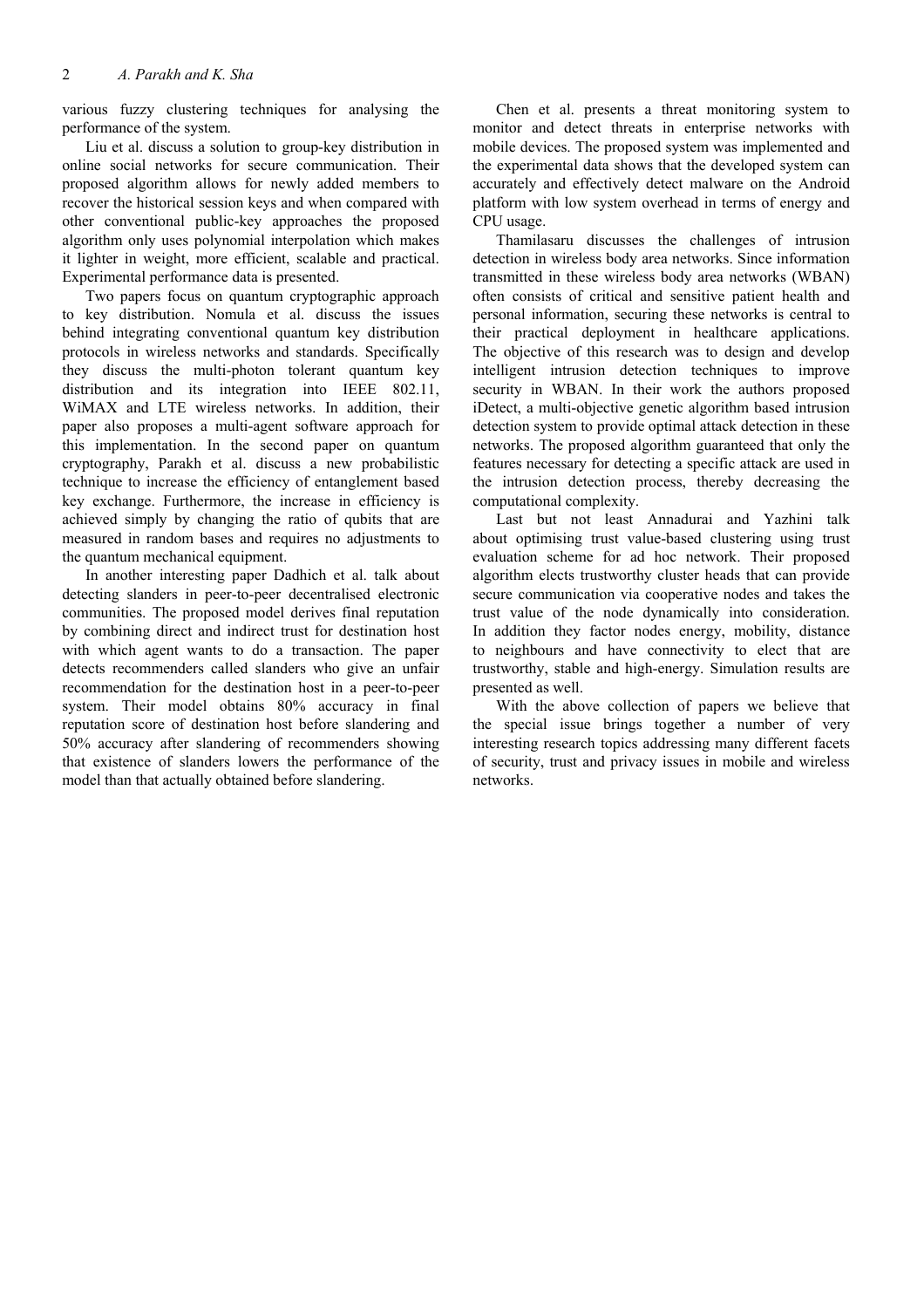various fuzzy clustering techniques for analysing the performance of the system.

Liu et al. discuss a solution to group-key distribution in online social networks for secure communication. Their proposed algorithm allows for newly added members to recover the historical session keys and when compared with other conventional public-key approaches the proposed algorithm only uses polynomial interpolation which makes it lighter in weight, more efficient, scalable and practical. Experimental performance data is presented.

Two papers focus on quantum cryptographic approach to key distribution. Nomula et al. discuss the issues behind integrating conventional quantum key distribution protocols in wireless networks and standards. Specifically they discuss the multi-photon tolerant quantum key distribution and its integration into IEEE 802.11, WiMAX and LTE wireless networks. In addition, their paper also proposes a multi-agent software approach for this implementation. In the second paper on quantum cryptography, Parakh et al. discuss a new probabilistic technique to increase the efficiency of entanglement based key exchange. Furthermore, the increase in efficiency is achieved simply by changing the ratio of qubits that are measured in random bases and requires no adjustments to the quantum mechanical equipment.

In another interesting paper Dadhich et al. talk about detecting slanders in peer-to-peer decentralised electronic communities. The proposed model derives final reputation by combining direct and indirect trust for destination host with which agent wants to do a transaction. The paper detects recommenders called slanders who give an unfair recommendation for the destination host in a peer-to-peer system. Their model obtains 80% accuracy in final reputation score of destination host before slandering and 50% accuracy after slandering of recommenders showing that existence of slanders lowers the performance of the model than that actually obtained before slandering.

Chen et al. presents a threat monitoring system to monitor and detect threats in enterprise networks with mobile devices. The proposed system was implemented and the experimental data shows that the developed system can accurately and effectively detect malware on the Android platform with low system overhead in terms of energy and CPU usage.

Thamilasaru discusses the challenges of intrusion detection in wireless body area networks. Since information transmitted in these wireless body area networks (WBAN) often consists of critical and sensitive patient health and personal information, securing these networks is central to their practical deployment in healthcare applications. The objective of this research was to design and develop intelligent intrusion detection techniques to improve security in WBAN. In their work the authors proposed iDetect, a multi-objective genetic algorithm based intrusion detection system to provide optimal attack detection in these networks. The proposed algorithm guaranteed that only the features necessary for detecting a specific attack are used in the intrusion detection process, thereby decreasing the computational complexity.

Last but not least Annadurai and Yazhini talk about optimising trust value-based clustering using trust evaluation scheme for ad hoc network. Their proposed algorithm elects trustworthy cluster heads that can provide secure communication via cooperative nodes and takes the trust value of the node dynamically into consideration. In addition they factor nodes energy, mobility, distance to neighbours and have connectivity to elect that are trustworthy, stable and high-energy. Simulation results are presented as well.

With the above collection of papers we believe that the special issue brings together a number of very interesting research topics addressing many different facets of security, trust and privacy issues in mobile and wireless networks.